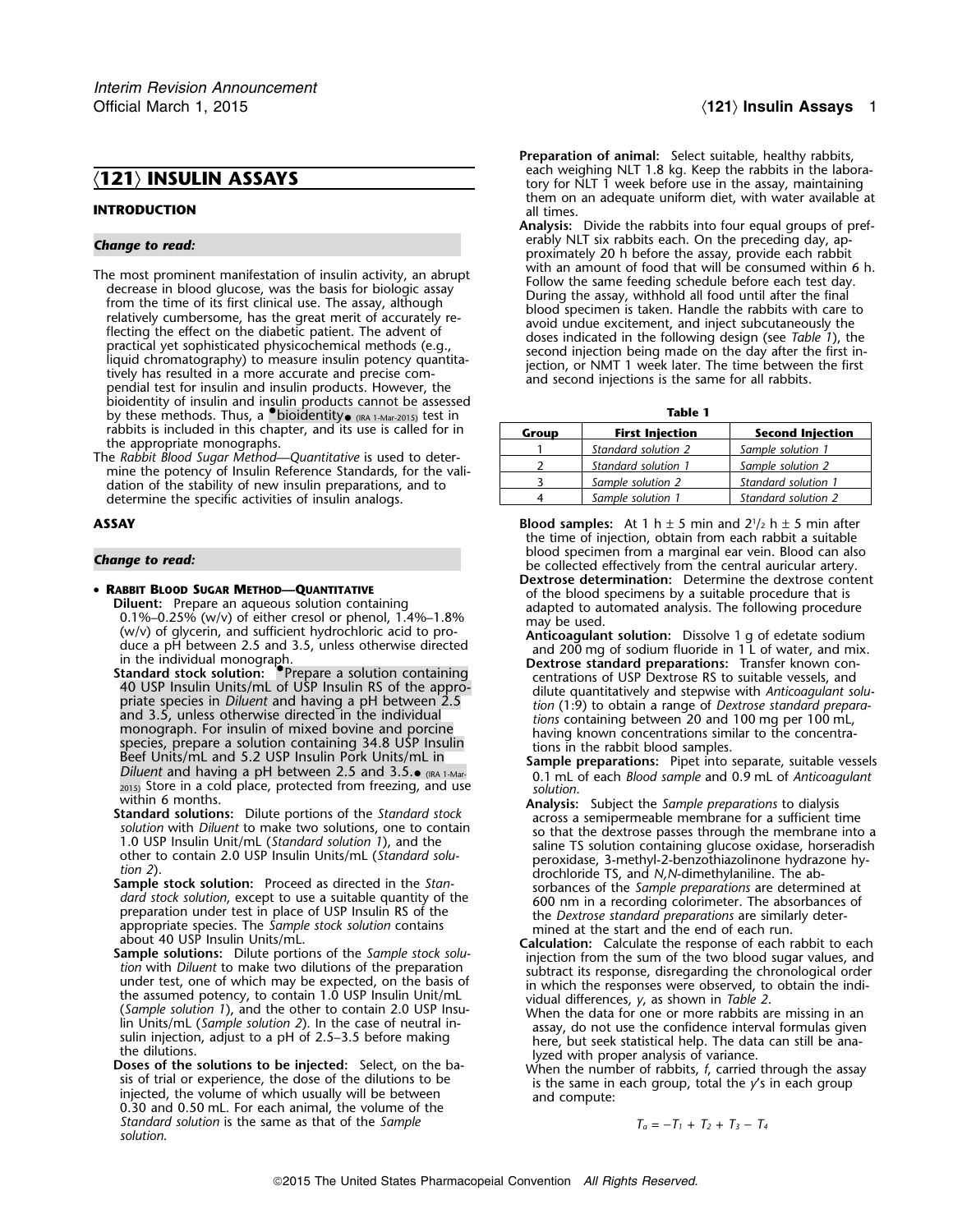# ⟨121⟩ INSULIN ASSAYS

## INTRODUCTION

*Change to read:*

The most prominent manifestation of insulin activity, an abrupt decrease in blood glucose, was the basis for biologic assay from the time of its first clinical use. The assay, although relatively cumbersome, has the great merit of accurately reflecting the effect on the diabetic patient. The advent of practical yet sophisticated physicochemical methods (e.g., liquid chromatography) to measure insulin potency quantitatively has resulted in a more accurate and precise compendial test for insulin and insulin products. However, the bioidentity of insulin and insulin products cannot be assessed by these methods. Thus, a •bioidentity• (IRA 1-Mar-2015) test in rabbits is included in this chapter, and its use is called for in the appropriate monographs.

The *Rabbit Blood Sugar Method—Quantitative* is used to determine the potency of Insulin Reference Standards, for the validation of the stability of new insulin preparations, and to determine the specific activities of insulin analogs.

## ASSAY

*Change to read:*

- **Rabbit Blood Sugar Method—Quantitative**

  **Diluent:** Prepare an aqueous solution containing 0.1%–0.25% (w/v) of either cresol or phenol, 1.4%–1.8% (w/v) of glycerin, and sufficient hydrochloric acid to produce a pH between 2.5 and 3.5, unless otherwise directed in the individual monograph.

  **Standard stock solution:** •Prepare a solution containing 40 USP Insulin Units/mL of USP Insulin RS of the appropriate species in *Diluent* and having a pH between 2.5 and 3.5, unless otherwise directed in the individual monograph. For insulin of mixed bovine and porcine species, prepare a solution containing 34.8 USP Insulin Beef Units/mL and 5.2 USP Insulin Pork Units/mL in *Diluent* and having a pH between 2.5 and 3.5.• (IRA 1-Mar-2015) Store in a cold place, protected from freezing, and use within 6 months.

  **Standard solutions:** Dilute portions of the *Standard stock solution* with *Diluent* to make two solutions, one to contain 1.0 USP Insulin Unit/mL (*Standard solution 1*), and the other to contain 2.0 USP Insulin Units/mL (*Standard solution 2*).

  **Sample stock solution:** Proceed as directed in the *Standard stock solution*, except to use a suitable quantity of the preparation under test in place of USP Insulin RS of the appropriate species. The *Sample stock solution* contains about 40 USP Insulin Units/mL.

  **Sample solutions:** Dilute portions of the *Sample stock solution* with *Diluent* to make two dilutions of the preparation under test, one of which may be expected, on the basis of the assumed potency, to contain 1.0 USP Insulin Unit/mL (*Sample solution 1*), and the other to contain 2.0 USP Insulin Units/mL (*Sample solution 2*). In the case of neutral insulin injection, adjust to a pH of 2.5–3.5 before making the dilutions.

  **Doses of the solutions to be injected:** Select, on the basis of trial or experience, the dose of the dilutions to be injected, the volume of which usually will be between 0.30 and 0.50 mL. For each animal, the volume of the *Standard solution* is the same as that of the *Sample solution*.

  **Preparation of animal:** Select suitable, healthy rabbits, each weighing NLT 1.8 kg. Keep the rabbits in the laboratory for NLT 1 week before use in the assay, maintaining them on an adequate uniform diet, with water available at all times.

  **Analysis:** Divide the rabbits into four equal groups of preferably NLT six rabbits each. On the preceding day, approximately 20 h before the assay, provide each rabbit with an amount of food that will be consumed within 6 h. Follow the same feeding schedule before each test day. During the assay, withhold all food until after the final blood specimen is taken. Handle the rabbits with care to avoid undue excitement, and inject subcutaneously the doses indicated in the following design (see *Table 1*), the second injection being made on the day after the first injection, or NMT 1 week later. The time between the first and second injections is the same for all rabbits.

**Table 1**

| Group | First Injection | Second Injection |
|---|---|---|
| 1 | *Standard solution 2* | *Sample solution 1* |
| 2 | *Standard solution 1* | *Sample solution 2* |
| 3 | *Sample solution 2* | *Standard solution 1* |
| 4 | *Sample solution 1* | *Standard solution 2* |

  **Blood samples:** At 1 h ± 5 min and $2^1/_2$ h ± 5 min after the time of injection, obtain from each rabbit a suitable blood specimen from a marginal ear vein. Blood can also be collected effectively from the central auricular artery.

  **Dextrose determination:** Determine the dextrose content of the blood specimens by a suitable procedure that is adapted to automated analysis. The following procedure may be used.

  **Anticoagulant solution:** Dissolve 1 g of edetate sodium and 200 mg of sodium fluoride in 1 L of water, and mix.

  **Dextrose standard preparations:** Transfer known concentrations of USP Dextrose RS to suitable vessels, and dilute quantitatively and stepwise with *Anticoagulant solution* (1:9) to obtain a range of *Dextrose standard preparations* containing between 20 and 100 mg per 100 mL, having known concentrations similar to the concentrations in the rabbit blood samples.

  **Sample preparations:** Pipet into separate, suitable vessels 0.1 mL of each *Blood sample* and 0.9 mL of *Anticoagulant solution*.

  **Analysis:** Subject the *Sample preparations* to dialysis across a semipermeable membrane for a sufficient time so that the dextrose passes through the membrane into a saline TS solution containing glucose oxidase, horseradish peroxidase, 3-methyl-2-benzothiazolinone hydrazone hydrochloride TS, and *N,N*-dimethylaniline. The absorbances of the *Sample preparations* are determined at 600 nm in a recording colorimeter. The absorbances of the *Dextrose standard preparations* are similarly determined at the start and the end of each run.

  **Calculation:** Calculate the response of each rabbit to each injection from the sum of the two blood sugar values, and subtract its response, disregarding the chronological order in which the responses were observed, to obtain the individual differences, *y*, as shown in *Table 2*.

  When the data for one or more rabbits are missing in an assay, do not use the confidence interval formulas given here, but seek statistical help. The data can still be analyzed with proper analysis of variance.

  When the number of rabbits, *f*, carried through the assay is the same in each group, total the *y*'s in each group and compute:

$$T_a = -T_1 + T_2 + T_3 - T_4$$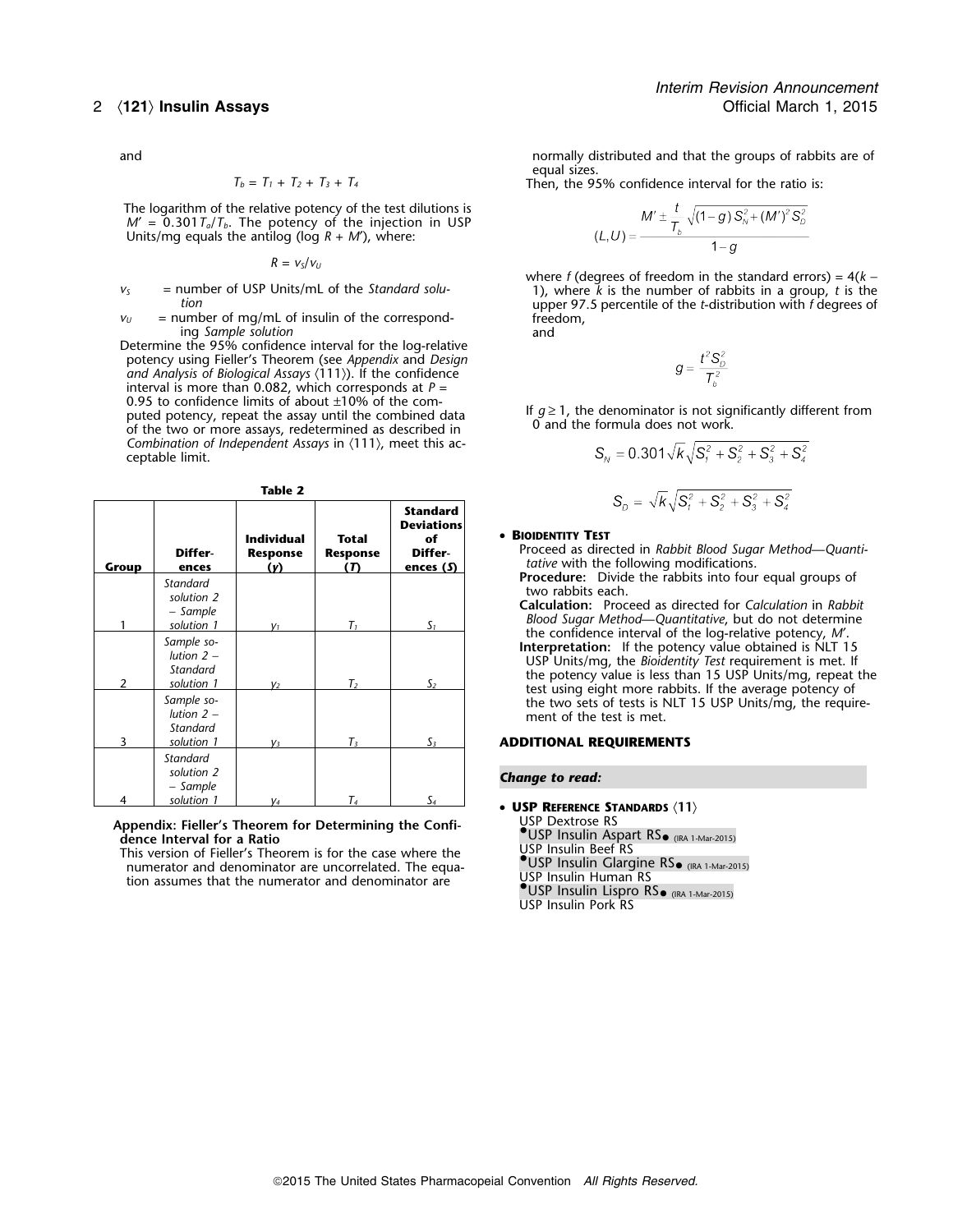and

$$T_b = T_1 + T_2 + T_3 + T_4$$

The logarithm of the relative potency of the test dilutions is $M' = 0.301T_a/T_b$. The potency of the injection in USP Units/mg equals the antilog ($\log R + M'$), where:

$$R = v_S/v_U$$

$v_S$ = number of USP Units/mL of the *Standard solution*

$v_U$ = number of mg/mL of insulin of the corresponding *Sample solution*

Determine the 95% confidence interval for the log-relative potency using Fieller's Theorem (see *Appendix* and *Design and Analysis of Biological Assays* ⟨111⟩). If the confidence interval is more than 0.082, which corresponds at $P = 0.95$ to confidence limits of about ±10% of the computed potency, repeat the assay until the combined data of the two or more assays, redetermined as described in *Combination of Independent Assays* in ⟨111⟩, meet this acceptable limit.

**Table 2**

| Group | Differences | Individual Response ($y$) | Total Response ($T$) | Standard Deviations of Differences ($S$) |
|---|---|---|---|---|
| 1 | *Standard solution 2 − Sample solution 1* | $y_1$ | $T_1$ | $S_1$ |
| 2 | *Sample solution 2 − Standard solution 1* | $y_2$ | $T_2$ | $S_2$ |
| 3 | *Sample solution 2 − Standard solution 1* | $y_3$ | $T_3$ | $S_3$ |
| 4 | *Standard solution 2 − Sample solution 1* | $y_4$ | $T_4$ | $S_4$ |

**Appendix: Fieller's Theorem for Determining the Confidence Interval for a Ratio**

This version of Fieller's Theorem is for the case where the numerator and denominator are uncorrelated. The equation assumes that the numerator and denominator are normally distributed and that the groups of rabbits are of equal sizes.

Then, the 95% confidence interval for the ratio is:

$$(L,U) = \frac{M' \pm \frac{t}{T_b}\sqrt{(1-g)\,S_N^2 + (M')^2 S_D^2}}{1-g}$$

where $f$ (degrees of freedom in the standard errors) = $4(k - 1)$, where $k$ is the number of rabbits in a group, $t$ is the upper 97.5 percentile of the $t$-distribution with $f$ degrees of freedom,

and

$$g = \frac{t^2 S_D^2}{T_b^2}$$

If $g \geq 1$, the denominator is not significantly different from 0 and the formula does not work.

$$S_N = 0.301\sqrt{k}\sqrt{S_1^2 + S_2^2 + S_3^2 + S_4^2}$$

$$S_D = \sqrt{k}\sqrt{S_1^2 + S_2^2 + S_3^2 + S_4^2}$$

- **Bioidentity Test**

  Proceed as directed in *Rabbit Blood Sugar Method—Quantitative* with the following modifications.

  **Procedure:** Divide the rabbits into four equal groups of two rabbits each.

  **Calculation:** Proceed as directed for *Calculation* in *Rabbit Blood Sugar Method—Quantitative*, but do not determine the confidence interval of the log-relative potency, $M'$.

  **Interpretation:** If the potency value obtained is NLT 15 USP Units/mg, the *Bioidentity Test* requirement is met. If the potency value is less than 15 USP Units/mg, repeat the test using eight more rabbits. If the average potency of the two sets of tests is NLT 15 USP Units/mg, the requirement of the test is met.

## ADDITIONAL REQUIREMENTS

***Change to read:***

- **USP Reference Standards** ⟨11⟩

  USP Dextrose RS

  •USP Insulin Aspart RS• (IRA 1-Mar-2015)

  USP Insulin Beef RS

  •USP Insulin Glargine RS• (IRA 1-Mar-2015)

  USP Insulin Human RS

  •USP Insulin Lispro RS• (IRA 1-Mar-2015)

  USP Insulin Pork RS